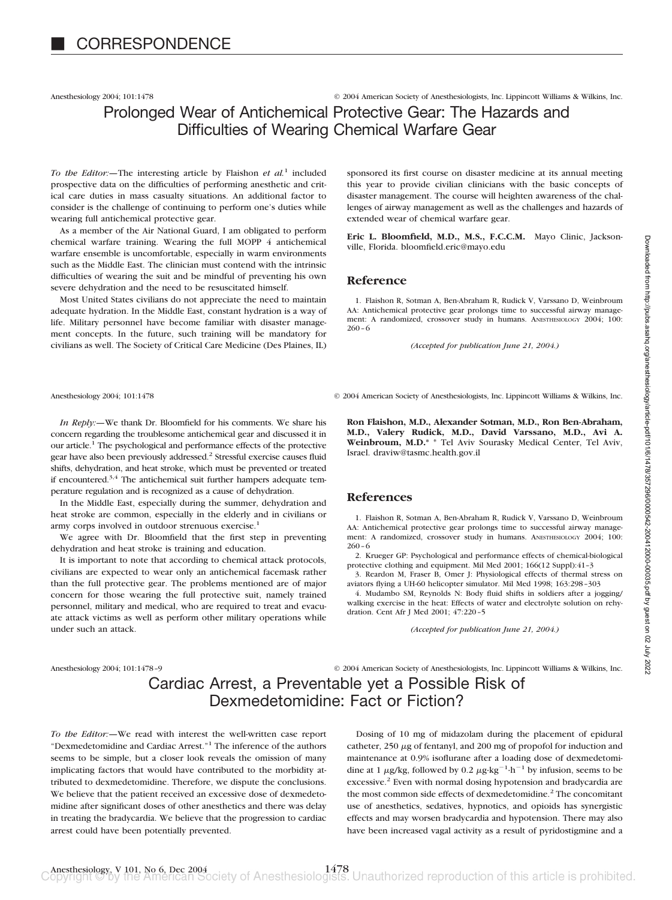# CORRESPONDENCE

## Prolonged Wear of Antichemical Protective Gear: The Hazards and Difficulties of Wearing Chemical Warfare Gear

*To the Editor:*—The interesting article by Flaishon *et al.*[1] included prospective data on the difficulties of performing anesthetic and critical care duties in mass casualty situations. An additional factor to consider is the challenge of continuing to perform one's duties while wearing full antichemical protective gear.

As a member of the Air National Guard, I am obligated to perform chemical warfare training. Wearing the full MOPP 4 antichemical warfare ensemble is uncomfortable, especially in warm environments such as the Middle East. The clinician must contend with the intrinsic difficulties of wearing the suit and be mindful of preventing his own severe dehydration and the need to be resuscitated himself.

Most United States civilians do not appreciate the need to maintain adequate hydration. In the Middle East, constant hydration is a way of life. Military personnel have become familiar with disaster management concepts. In the future, such training will be mandatory for civilians as well. The Society of Critical Care Medicine (Des Plaines, IL) sponsored its first course on disaster medicine at its annual meeting this year to provide civilian clinicians with the basic concepts of disaster management. The course will heighten awareness of the challenges of airway management as well as the challenges and hazards of extended wear of chemical warfare gear.

**Eric L. Bloomfield, M.D., M.S., F.C.C.M.** Mayo Clinic, Jacksonville, Florida. bloomfield.eric@mayo.edu

### Reference

1. Flaishon R, Sotman A, Ben-Abraham R, Rudick V, Varssano D, Weinbroum AA: Antichemical protective gear prolongs time to successful airway management: A randomized, crossover study in humans. ANESTHESIOLOGY 2004; 100:260–6

*(Accepted for publication June 21, 2004.)*

---

*In Reply:*—We thank Dr. Bloomfield for his comments. We share his concern regarding the troublesome antichemical gear and discussed it in our article.[1] The psychological and performance effects of the protective gear have also been previously addressed.[2] Stressful exercise causes fluid shifts, dehydration, and heat stroke, which must be prevented or treated if encountered.[3,4] The antichemical suit further hampers adequate temperature regulation and is recognized as a cause of dehydration.

In the Middle East, especially during the summer, dehydration and heat stroke are common, especially in the elderly and in civilians or army corps involved in outdoor strenuous exercise.[1]

We agree with Dr. Bloomfield that the first step in preventing dehydration and heat stroke is training and education.

It is important to note that according to chemical attack protocols, civilians are expected to wear only an antichemical facemask rather than the full protective gear. The problems mentioned are of major concern for those wearing the full protective suit, namely trained personnel, military and medical, who are required to treat and evacuate attack victims as well as perform other military operations while under such an attack.

**Ron Flaishon, M.D., Alexander Sotman, M.D., Ron Ben-Abraham, M.D., Valery Rudick, M.D., David Varssano, M.D., Avi A. Weinbroum, M.D.*** * Tel Aviv Sourasky Medical Center, Tel Aviv, Israel. draviw@tasmc.health.gov.il

### References

1. Flaishon R, Sotman A, Ben-Abraham R, Rudick V, Varssano D, Weinbroum AA: Antichemical protective gear prolongs time to successful airway management: A randomized, crossover study in humans. ANESTHESIOLOGY 2004; 100:260–6
2. Krueger GP: Psychological and performance effects of chemical-biological protective clothing and equipment. Mil Med 2001; 166(12 Suppl):41–3
3. Reardon M, Fraser B, Omer J: Physiological effects of thermal stress on aviators flying a UH-60 helicopter simulator. Mil Med 1998; 163:298–303
4. Mudambo SM, Reynolds N: Body fluid shifts in soldiers after a jogging/walking exercise in the heat: Effects of water and electrolyte solution on rehydration. Cent Afr J Med 2001; 47:220–5

*(Accepted for publication June 21, 2004.)*

---

## Cardiac Arrest, a Preventable yet a Possible Risk of Dexmedetomidine: Fact or Fiction?

*To the Editor:*—We read with interest the well-written case report "Dexmedetomidine and Cardiac Arrest."[1] The inference of the authors seems to be simple, but a closer look reveals the omission of many implicating factors that would have contributed to the morbidity attributed to dexmedetomidine. Therefore, we dispute the conclusions. We believe that the patient received an excessive dose of dexmedetomidine after significant doses of other anesthetics and there was delay in treating the bradycardia. We believe that the progression to cardiac arrest could have been potentially prevented.

Dosing of 10 mg of midazolam during the placement of epidural catheter, 250 $\mu$g of fentanyl, and 200 mg of propofol for induction and maintenance at 0.9% isoflurane after a loading dose of dexmedetomidine at 1 $\mu$g/kg, followed by 0.2 $\mu g \cdot kg^{-1} \cdot h^{-1}$ by infusion, seems to be excessive.[2] Even with normal dosing hypotension and bradycardia are the most common side effects of dexmedetomidine.[2] The concomitant use of anesthetics, sedatives, hypnotics, and opioids has synergistic effects and may worsen bradycardia and hypotension. There may also have been increased vagal activity as a result of pyridostigmine and a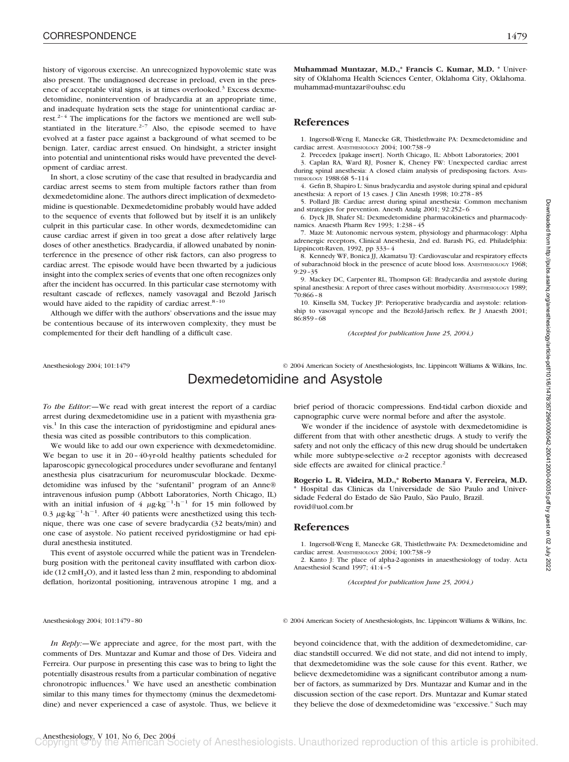history of vigorous exercise. An unrecognized hypovolemic state was also present. The undiagnosed decrease in preload, even in the presence of acceptable vital signs, is at times overlooked.[3] Excess dexmedetomidine, nonintervention of bradycardia at an appropriate time, and inadequate hydration sets the stage for unintentional cardiac arrest.[2–4] The implications for the factors we mentioned are well substantiated in the literature.[2–7] Also, the episode seemed to have evolved at a faster pace against a background of what seemed to be benign. Later, cardiac arrest ensued. On hindsight, a stricter insight into potential and unintentional risks would have prevented the development of cardiac arrest.

In short, a close scrutiny of the case that resulted in bradycardia and cardiac arrest seems to stem from multiple factors rather than from dexmedetomidine alone. The authors direct implication of dexmedetomidine is questionable. Dexmedetomidine probably would have added to the sequence of events that followed but by itself it is an unlikely culprit in this particular case. In other words, dexmedetomidine can cause cardiac arrest if given in too great a dose after relatively large doses of other anesthetics. Bradycardia, if allowed unabated by noninterference in the presence of other risk factors, can also progress to cardiac arrest. The episode would have been thwarted by a judicious insight into the complex series of events that one often recognizes only after the incident has occurred. In this particular case sternotomy with resultant cascade of reflexes, namely vasovagal and Bezold Jarisch would have aided to the rapidity of cardiac arrest.[8–10]

Although we differ with the authors' observations and the issue may be contentious because of its interwoven complexity, they must be complemented for their deft handling of a difficult case.

**Muhammad Muntazar, M.D.,\* Francis C. Kumar, M.D.** \* University of Oklahoma Health Sciences Center, Oklahoma City, Oklahoma. muhammad-muntazar@ouhsc.edu

## References

1. Ingersoll-Weng E, Manecke GR, Thistlethwaite PA: Dexmedetomidine and cardiac arrest. Anesthesiology 2004; 100:738–9
2. Precedex [pakage insert]. North Chicago, IL: Abbott Laboratories; 2001
3. Caplan RA, Ward RJ, Posner K, Cheney FW: Unexpected cardiac arrest during spinal anesthesia: A closed claim analysis of predisposing factors. Anesthesiology 1988:68 5–114
4. Gefin B, Shapiro L: Sinus bradycardia and asystole during spinal and epidural anesthesia: A report of 13 cases. J Clin Anesth 1998; 10:278–85
5. Pollard JB: Cardiac arrest during spinal anesthesia: Common mechanism and strategies for prevention. Anesth Analg 2001; 92:252–6
6. Dyck JB, Shafer SL: Dexmedetomidine pharmacokinetics and pharmacodynamics. Anaesth Pharm Rev 1993; 1:238–45
7. Maze M: Autonomic nervous system, physiology and pharmacology: Alpha adrenergic receptors, Clinical Anesthesia, 2nd ed. Barash PG, ed. Philadelphia: Lippincott-Raven, 1992, pp 333–4
8. Kennedy WF, Bonica JJ, Akamatsu TJ: Cardiovascular and respiratory effects of subarachnoid block in the presence of acute blood loss. Anesthesiology 1968; 9:29–35
9. Mackey DC, Carpenter RL, Thompson GE: Bradycardia and asystole during spinal anesthesia: A report of three cases without morbidity. Anesthesiology 1989; 70:866–8
10. Kinsella SM, Tuckey JP: Perioperative bradycardia and asystole: relationship to vasovagal syncope and the Bezold-Jarisch reflex. Br J Anaesth 2001; 86:859–68

*(Accepted for publication June 25, 2004.)*

# Dexmedetomidine and Asystole

*To the Editor:*—We read with great interest the report of a cardiac arrest during dexmedetomidine use in a patient with myasthenia gravis.[1] In this case the interaction of pyridostigmine and epidural anesthesia was cited as possible contributors to this complication.

We would like to add our own experience with dexmedetomidine. We began to use it in 20–40-yr-old healthy patients scheduled for laparoscopic gynecological procedures under sevoflurane and fentanyl anesthesia plus cisatracurium for neuromuscular blockade. Dexmedetomidine was infused by the "sufentanil" program of an Anne® intravenous infusion pump (Abbott Laboratories, North Chicago, IL) with an initial infusion of 4 $\mu g \cdot kg^{-1} \cdot h^{-1}$ for 15 min followed by 0.3 $\mu g \cdot kg^{-1} \cdot h^{-1}$. After 40 patients were anesthetized using this technique, there was one case of severe bradycardia (32 beats/min) and one case of asystole. No patient received pyridostigmine or had epidural anesthesia instituted.

This event of asystole occurred while the patient was in Trendelenburg position with the peritoneal cavity insufflated with carbon dioxide (12 $cmH_2O$), and it lasted less than 2 min, responding to abdominal deflation, horizontal positioning, intravenous atropine 1 mg, and a brief period of thoracic compressions. End-tidal carbon dioxide and capnographic curve were normal before and after the asystole.

We wonder if the incidence of asystole with dexmedetomidine is different from that with other anesthetic drugs. A study to verify the safety and not only the efficacy of this new drug should be undertaken while more subtype-selective $\alpha$-2 receptor agonists with decreased side effects are awaited for clinical practice.[2]

**Rogerio L. R. Videira, M.D.,\* Roberto Manara V. Ferreira, M.D.** \* Hospital das Clinicas da Universidade de São Paulo and Universidade Federal do Estado de São Paulo, São Paulo, Brazil. rovid@uol.com.br

## References

1. Ingersoll-Weng E, Manecke GR, Thistlethwaite PA: Dexmedetomidine and cardiac arrest. Anesthesiology 2004; 100:738–9
2. Kanto J: The place of alpha-2-agonists in anaesthesiology of today. Acta Anaesthesiol Scand 1997; 41:4–5

*(Accepted for publication June 25, 2004.)*

*In Reply:*—We appreciate and agree, for the most part, with the comments of Drs. Muntazar and Kumar and those of Drs. Videira and Ferreira. Our purpose in presenting this case was to bring to light the potentially disastrous results from a particular combination of negative chronotropic influences.[1] We have used an anesthetic combination similar to this many times for thymectomy (minus the dexmedetomidine) and never experienced a case of asystole. Thus, we believe it beyond coincidence that, with the addition of dexmedetomidine, cardiac standstill occurred. We did not state, and did not intend to imply, that dexmedetomidine was the sole cause for this event. Rather, we believe dexmedetomidine was a significant contributor among a number of factors, as summarized by Drs. Muntazar and Kumar and in the discussion section of the case report. Drs. Muntazar and Kumar stated they believe the dose of dexmedetomidine was "excessive." Such may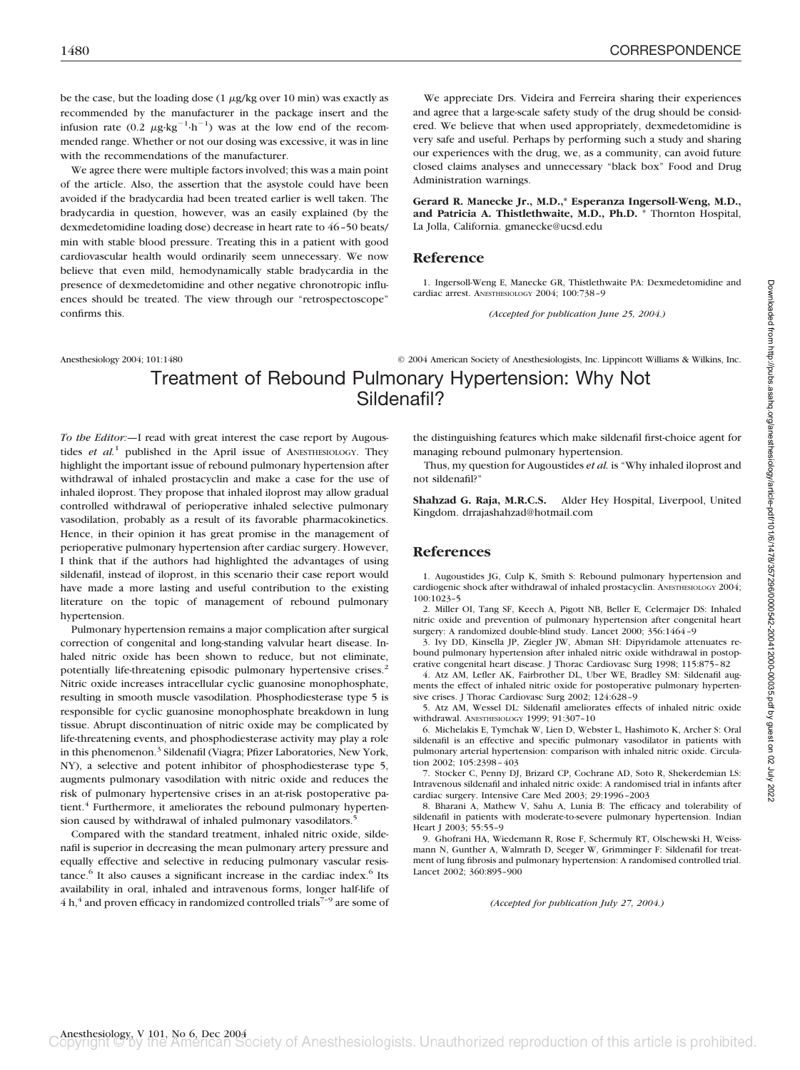be the case, but the loading dose (1 $\mu$g/kg over 10 min) was exactly as recommended by the manufacturer in the package insert and the infusion rate (0.2 $\mu g \cdot kg^{-1} \cdot h^{-1}$) was at the low end of the recommended range. Whether or not our dosing was excessive, it was in line with the recommendations of the manufacturer.

We agree there were multiple factors involved; this was a main point of the article. Also, the assertion that the asystole could have been avoided if the bradycardia had been treated earlier is well taken. The bradycardia in question, however, was an easily explained (by the dexmedetomidine loading dose) decrease in heart rate to 46–50 beats/min with stable blood pressure. Treating this in a patient with good cardiovascular health would ordinarily seem unnecessary. We now believe that even mild, hemodynamically stable bradycardia in the presence of dexmedetomidine and other negative chronotropic influences should be treated. The view through our "retrospectoscope" confirms this.

We appreciate Drs. Videira and Ferreira sharing their experiences and agree that a large-scale safety study of the drug should be considered. We believe that when used appropriately, dexmedetomidine is very safe and useful. Perhaps by performing such a study and sharing our experiences with the drug, we, as a community, can avoid future closed claims analyses and unnecessary "black box" Food and Drug Administration warnings.

**Gerard R. Manecke Jr., M.D.,\* Esperanza Ingersoll-Weng, M.D., and Patricia A. Thistlethwaite, M.D., Ph.D.** \* Thornton Hospital, La Jolla, California. gmanecke@ucsd.edu

## Reference

1. Ingersoll-Weng E, Manecke GR, Thistlethwaite PA: Dexmedetomidine and cardiac arrest. ANESTHESIOLOGY 2004; 100:738–9

*(Accepted for publication June 25, 2004.)*

Anesthesiology 2004; 101:1480 © 2004 American Society of Anesthesiologists, Inc. Lippincott Williams & Wilkins, Inc.

# Treatment of Rebound Pulmonary Hypertension: Why Not Sildenafil?

*To the Editor:*—I read with great interest the case report by Augoustides *et al.*[1] published in the April issue of ANESTHESIOLOGY. They highlight the important issue of rebound pulmonary hypertension after withdrawal of inhaled prostacyclin and make a case for the use of inhaled iloprost. They propose that inhaled iloprost may allow gradual controlled withdrawal of perioperative inhaled selective pulmonary vasodilation, probably as a result of its favorable pharmacokinetics. Hence, in their opinion it has great promise in the management of perioperative pulmonary hypertension after cardiac surgery. However, I think that if the authors had highlighted the advantages of using sildenafil, instead of iloprost, in this scenario their case report would have made a more lasting and useful contribution to the existing literature on the topic of management of rebound pulmonary hypertension.

Pulmonary hypertension remains a major complication after surgical correction of congenital and long-standing valvular heart disease. Inhaled nitric oxide has been shown to reduce, but not eliminate, potentially life-threatening episodic pulmonary hypertensive crises.[2] Nitric oxide increases intracellular cyclic guanosine monophosphate, resulting in smooth muscle vasodilation. Phosphodiesterase type 5 is responsible for cyclic guanosine monophosphate breakdown in lung tissue. Abrupt discontinuation of nitric oxide may be complicated by life-threatening events, and phosphodiesterase activity may play a role in this phenomenon.[3] Sildenafil (Viagra; Pfizer Laboratories, New York, NY), a selective and potent inhibitor of phosphodiesterase type 5, augments pulmonary vasodilation with nitric oxide and reduces the risk of pulmonary hypertensive crises in an at-risk postoperative patient.[4] Furthermore, it ameliorates the rebound pulmonary hypertension caused by withdrawal of inhaled pulmonary vasodilators.[5]

Compared with the standard treatment, inhaled nitric oxide, sildenafil is superior in decreasing the mean pulmonary artery pressure and equally effective and selective in reducing pulmonary vascular resistance.[6] It also causes a significant increase in the cardiac index.[6] Its availability in oral, inhaled and intravenous forms, longer half-life of 4 h,[4] and proven efficacy in randomized controlled trials[7–9] are some of the distinguishing features which make sildenafil first-choice agent for managing rebound pulmonary hypertension.

Thus, my question for Augoustides *et al.* is "Why inhaled iloprost and not sildenafil?"

**Shahzad G. Raja, M.R.C.S.** Alder Hey Hospital, Liverpool, United Kingdom. drrajashahzad@hotmail.com

## References

1. Augoustides JG, Culp K, Smith S: Rebound pulmonary hypertension and cardiogenic shock after withdrawal of inhaled prostacyclin. ANESTHESIOLOGY 2004; 100:1023–5
2. Miller OI, Tang SF, Keech A, Pigott NB, Beller E, Celermajer DS: Inhaled nitric oxide and prevention of pulmonary hypertension after congenital heart surgery: A randomized double-blind study. Lancet 2000; 356:1464–9
3. Ivy DD, Kinsella JP, Ziegler JW, Abman SH: Dipyridamole attenuates rebound pulmonary hypertension after inhaled nitric oxide withdrawal in postoperative congenital heart disease. J Thorac Cardiovasc Surg 1998; 115:875–82
4. Atz AM, Lefler AK, Fairbrother DL, Uber WE, Bradley SM: Sildenafil augments the effect of inhaled nitric oxide for postoperative pulmonary hypertensive crises. J Thorac Cardiovasc Surg 2002; 124:628–9
5. Atz AM, Wessel DL: Sildenafil ameliorates effects of inhaled nitric oxide withdrawal. ANESTHESIOLOGY 1999; 91:307–10
6. Michelakis E, Tymchak W, Lien D, Webster L, Hashimoto K, Archer S: Oral sildenafil is an effective and specific pulmonary vasodilator in patients with pulmonary arterial hypertension: comparison with inhaled nitric oxide. Circulation 2002; 105:2398–403
7. Stocker C, Penny DJ, Brizard CP, Cochrane AD, Soto R, Shekerdemian LS: Intravenous sildenafil and inhaled nitric oxide: A randomised trial in infants after cardiac surgery. Intensive Care Med 2003; 29:1996–2003
8. Bharani A, Mathew V, Sahu A, Lunia B: The efficacy and tolerability of sildenafil in patients with moderate-to-severe pulmonary hypertension. Indian Heart J 2003; 55:55–9
9. Ghofrani HA, Wiedemann R, Rose F, Schermuly RT, Olschewski H, Weissmann N, Gunther A, Walmrath D, Seeger W, Grimminger F: Sildenafil for treatment of lung fibrosis and pulmonary hypertension: A randomised controlled trial. Lancet 2002; 360:895–900

*(Accepted for publication July 27, 2004.)*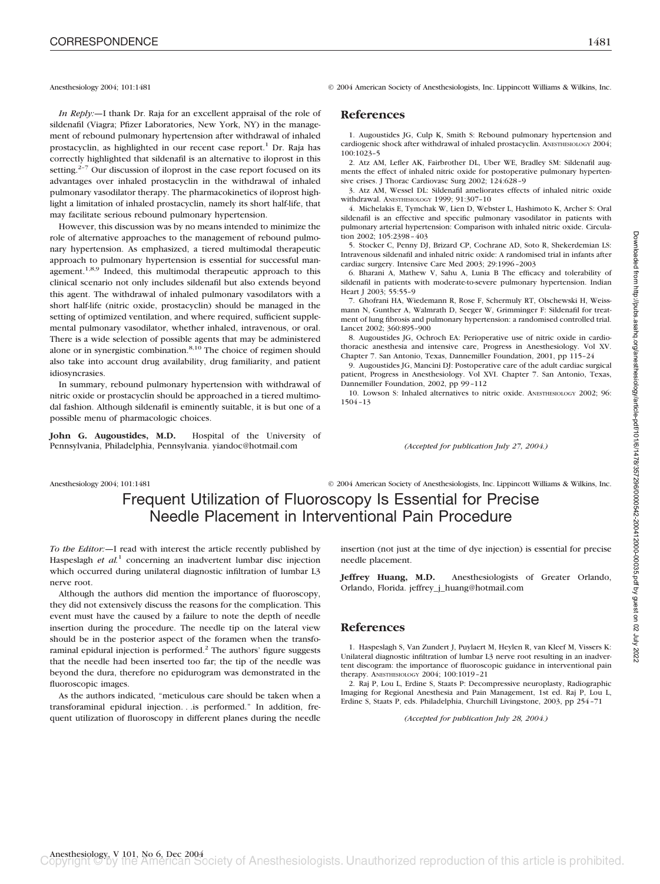*In Reply:*—I thank Dr. Raja for an excellent appraisal of the role of sildenafil (Viagra; Pfizer Laboratories, New York, NY) in the management of rebound pulmonary hypertension after withdrawal of inhaled prostacyclin, as highlighted in our recent case report.[1] Dr. Raja has correctly highlighted that sildenafil is an alternative to iloprost in this setting.[2–7] Our discussion of iloprost in the case report focused on its advantages over inhaled prostacyclin in the withdrawal of inhaled pulmonary vasodilator therapy. The pharmacokinetics of iloprost highlight a limitation of inhaled prostacyclin, namely its short half-life, that may facilitate serious rebound pulmonary hypertension.

However, this discussion was by no means intended to minimize the role of alternative approaches to the management of rebound pulmonary hypertension. As emphasized, a tiered multimodal therapeutic approach to pulmonary hypertension is essential for successful management.[1,8,9] Indeed, this multimodal therapeutic approach to this clinical scenario not only includes sildenafil but also extends beyond this agent. The withdrawal of inhaled pulmonary vasodilators with a short half-life (nitric oxide, prostacyclin) should be managed in the setting of optimized ventilation, and where required, sufficient supplemental pulmonary vasodilator, whether inhaled, intravenous, or oral. There is a wide selection of possible agents that may be administered alone or in synergistic combination.[8,10] The choice of regimen should also take into account drug availability, drug familiarity, and patient idiosyncrasies.

In summary, rebound pulmonary hypertension with withdrawal of nitric oxide or prostacyclin should be approached in a tiered multimodal fashion. Although sildenafil is eminently suitable, it is but one of a possible menu of pharmacologic choices.

**John G. Augoustides, M.D.** Hospital of the University of Pennsylvania, Philadelphia, Pennsylvania. yiandoc@hotmail.com

## References

1. Augoustides JG, Culp K, Smith S: Rebound pulmonary hypertension and cardiogenic shock after withdrawal of inhaled prostacyclin. Anesthesiology 2004; 100:1023–5
2. Atz AM, Lefler AK, Fairbrother DL, Uber WE, Bradley SM: Sildenafil augments the effect of inhaled nitric oxide for postoperative pulmonary hypertensive crises. J Thorac Cardiovasc Surg 2002; 124:628–9
3. Atz AM, Wessel DL: Sildenafil ameliorates effects of inhaled nitric oxide withdrawal. Anesthesiology 1999; 91:307–10
4. Michelakis E, Tymchak W, Lien D, Webster L, Hashimoto K, Archer S: Oral sildenafil is an effective and specific pulmonary vasodilator in patients with pulmonary arterial hypertension: Comparison with inhaled nitric oxide. Circulation 2002; 105:2398–403
5. Stocker C, Penny DJ, Brizard CP, Cochrane AD, Soto R, Shekerdemian LS: Intravenous sildenafil and inhaled nitric oxide: A randomised trial in infants after cardiac surgery. Intensive Care Med 2003; 29:1996–2003
6. Bharani A, Mathew V, Sahu A, Lunia B The efficacy and tolerability of sildenafil in patients with moderate-to-severe pulmonary hypertension. Indian Heart J 2003; 55:55–9
7. Ghofrani HA, Wiedemann R, Rose F, Schermuly RT, Olschewski H, Weissmann N, Gunther A, Walmrath D, Seeger W, Grimminger F: Sildenafil for treatment of lung fibrosis and pulmonary hypertension: a randomised controlled trial. Lancet 2002; 360:895–900
8. Augoustides JG, Ochroch EA: Perioperative use of nitric oxide in cardiothoracic anesthesia and intensive care, Progress in Anesthesiology. Vol XV. Chapter 7. San Antonio, Texas, Dannemiller Foundation, 2001, pp 115–24
9. Augoustides JG, Mancini DJ: Postoperative care of the adult cardiac surgical patient, Progress in Anesthesiology. Vol XVI. Chapter 7. San Antonio, Texas, Dannemiller Foundation, 2002, pp 99–112
10. Lowson S: Inhaled alternatives to nitric oxide. Anesthesiology 2002; 96: 1504–13

*(Accepted for publication July 27, 2004.)*

# Frequent Utilization of Fluoroscopy Is Essential for Precise Needle Placement in Interventional Pain Procedure

*To the Editor:*—I read with interest the article recently published by Haspeslagh *et al.*[1] concerning an inadvertent lumbar disc injection which occurred during unilateral diagnostic infiltration of lumbar L3 nerve root.

Although the authors did mention the importance of fluoroscopy, they did not extensively discuss the reasons for the complication. This event must have the caused by a failure to note the depth of needle insertion during the procedure. The needle tip on the lateral view should be in the posterior aspect of the foramen when the transforaminal epidural injection is performed.[2] The authors' figure suggests that the needle had been inserted too far; the tip of the needle was beyond the dura, therefore no epidurogram was demonstrated in the fluoroscopic images.

As the authors indicated, "meticulous care should be taken when a transforaminal epidural injection. . .is performed." In addition, frequent utilization of fluoroscopy in different planes during the needle insertion (not just at the time of dye injection) is essential for precise needle placement.

**Jeffrey Huang, M.D.** Anesthesiologists of Greater Orlando, Orlando, Florida. jeffrey_j_huang@hotmail.com

## References

1. Haspeslagh S, Van Zundert J, Puylaert M, Heylen R, van Kleef M, Vissers K: Unilateral diagnostic infiltration of lumbar L3 nerve root resulting in an inadvertent discogram: the importance of fluoroscopic guidance in interventional pain therapy. Anesthesiology 2004; 100:1019–21
2. Raj P, Lou L, Erdine S, Staats P: Decompressive neuroplasty, Radiographic Imaging for Regional Anesthesia and Pain Management, 1st ed. Raj P, Lou L, Erdine S, Staats P, eds. Philadelphia, Churchill Livingstone, 2003, pp 254–71

*(Accepted for publication July 28, 2004.)*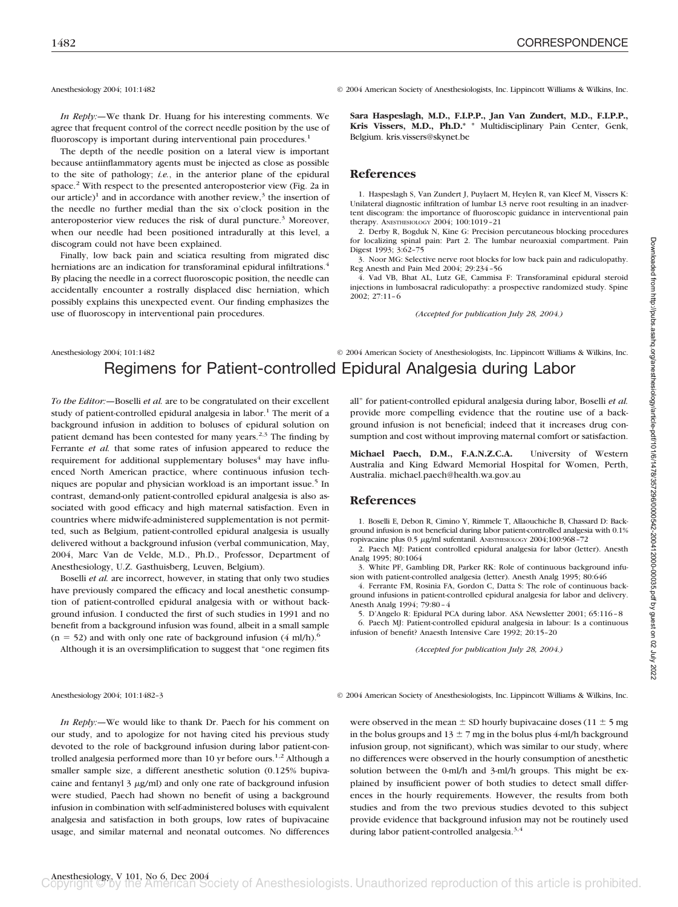Anesthesiology 2004; 101:1482 © 2004 American Society of Anesthesiologists, Inc. Lippincott Williams & Wilkins, Inc.

*In Reply:*—We thank Dr. Huang for his interesting comments. We agree that frequent control of the correct needle position by the use of fluoroscopy is important during interventional pain procedures.[1]

The depth of the needle position on a lateral view is important because antiinflammatory agents must be injected as close as possible to the site of pathology; *i.e.*, in the anterior plane of the epidural space.[2] With respect to the presented anteroposterior view (Fig. 2a in our article)[1] and in accordance with another review,[3] the insertion of the needle no further medial than the six o'clock position in the anteroposterior view reduces the risk of dural puncture.[3] Moreover, when our needle had been positioned intradurally at this level, a discogram could not have been explained.

Finally, low back pain and sciatica resulting from migrated disc herniations are an indication for transforaminal epidural infiltrations.[4] By placing the needle in a correct fluoroscopic position, the needle can accidentally encounter a rostrally displaced disc herniation, which possibly explains this unexpected event. Our finding emphasizes the use of fluoroscopy in interventional pain procedures.

**Sara Haspeslagh, M.D., F.I.P.P., Jan Van Zundert, M.D., F.I.P.P., Kris Vissers, M.D., Ph.D.*** * Multidisciplinary Pain Center, Genk, Belgium. kris.vissers@skynet.be

## References

1. Haspeslagh S, Van Zundert J, Puylaert M, Heylen R, van Kleef M, Vissers K: Unilateral diagnostic infiltration of lumbar L3 nerve root resulting in an inadvertent discogram: the importance of fluoroscopic guidance in interventional pain therapy. ANESTHESIOLOGY 2004; 100:1019–21
2. Derby R, Bogduk N, Kine G: Precision percutaneous blocking procedures for localizing spinal pain: Part 2. The lumbar neuroaxial compartment. Pain Digest 1993; 3:62–75
3. Noor MG: Selective nerve root blocks for low back pain and radiculopathy. Reg Anesth and Pain Med 2004; 29:234–56
4. Vad VB, Bhat AL, Lutz GE, Cammisa F: Transforaminal epidural steroid injections in lumbosacral radiculopathy: a prospective randomized study. Spine 2002; 27:11–6

*(Accepted for publication July 28, 2004.)*

Anesthesiology 2004; 101:1482 © 2004 American Society of Anesthesiologists, Inc. Lippincott Williams & Wilkins, Inc.

# Regimens for Patient-controlled Epidural Analgesia during Labor

*To the Editor:*—Boselli *et al.* are to be congratulated on their excellent study of patient-controlled epidural analgesia in labor.[1] The merit of a background infusion in addition to boluses of epidural solution on patient demand has been contested for many years.[2,3] The finding by Ferrante *et al.* that some rates of infusion appeared to reduce the requirement for additional supplementary boluses[4] may have influenced North American practice, where continuous infusion techniques are popular and physician workload is an important issue.[5] In contrast, demand-only patient-controlled epidural analgesia is also associated with good efficacy and high maternal satisfaction. Even in countries where midwife-administered supplementation is not permitted, such as Belgium, patient-controlled epidural analgesia is usually delivered without a background infusion (verbal communication, May, 2004, Marc Van de Velde, M.D., Ph.D., Professor, Department of Anesthesiology, U.Z. Gasthuisberg, Leuven, Belgium).

Boselli *et al.* are incorrect, however, in stating that only two studies have previously compared the efficacy and local anesthetic consumption of patient-controlled epidural analgesia with or without background infusion. I conducted the first of such studies in 1991 and no benefit from a background infusion was found, albeit in a small sample (n = 52) and with only one rate of background infusion (4 ml/h).[6]

Although it is an oversimplification to suggest that "one regimen fits all" for patient-controlled epidural analgesia during labor, Boselli *et al.* provide more compelling evidence that the routine use of a background infusion is not beneficial; indeed that it increases drug consumption and cost without improving maternal comfort or satisfaction.

**Michael Paech, D.M., F.A.N.Z.C.A.** University of Western Australia and King Edward Memorial Hospital for Women, Perth, Australia. michael.paech@health.wa.gov.au

## References

1. Boselli E, Debon R, Cimino Y, Rimmele T, Allaouchiche B, Chassard D: Background infusion is not beneficial during labor patient-controlled analgesia with 0.1% ropivacaine plus 0.5 μg/ml sufentanil. ANESTHESIOLOGY 2004;100:968–72
2. Paech MJ: Patient controlled epidural analgesia for labor (letter). Anesth Analg 1995; 80:1064
3. White PF, Gambling DR, Parker RK: Role of continuous background infusion with patient-controlled analgesia (letter). Anesth Analg 1995; 80:646
4. Ferrante FM, Rosinia FA, Gordon C, Datta S: The role of continuous background infusions in patient-controlled epidural analgesia for labor and delivery. Anesth Analg 1994; 79:80–4
5. D'Angelo R: Epidural PCA during labor. ASA Newsletter 2001; 65:116–8
6. Paech MJ: Patient-controlled epidural analgesia in labour: Is a continuous infusion of benefit? Anaesth Intensive Care 1992; 20:15–20

*(Accepted for publication July 28, 2004.)*

Anesthesiology 2004; 101:1482–3 © 2004 American Society of Anesthesiologists, Inc. Lippincott Williams & Wilkins, Inc.

*In Reply:*—We would like to thank Dr. Paech for his comment on our study, and to apologize for not having cited his previous study devoted to the role of background infusion during labor patient-controlled analgesia performed more than 10 yr before ours.[1,2] Although a smaller sample size, a different anesthetic solution (0.125% bupivacaine and fentanyl 3 μg/ml) and only one rate of background infusion were studied, Paech had shown no benefit of using a background infusion in combination with self-administered boluses with equivalent analgesia and satisfaction in both groups, low rates of bupivacaine usage, and similar maternal and neonatal outcomes. No differences were observed in the mean ± SD hourly bupivacaine doses (11 ± 5 mg in the bolus groups and 13 ± 7 mg in the bolus plus 4-ml/h background infusion group, not significant), which was similar to our study, where no differences were observed in the hourly consumption of anesthetic solution between the 0-ml/h and 3-ml/h groups. This might be explained by insufficient power of both studies to detect small differences in the hourly requirements. However, the results from both studies and from the two previous studies devoted to this subject provide evidence that background infusion may not be routinely used during labor patient-controlled analgesia.[3,4]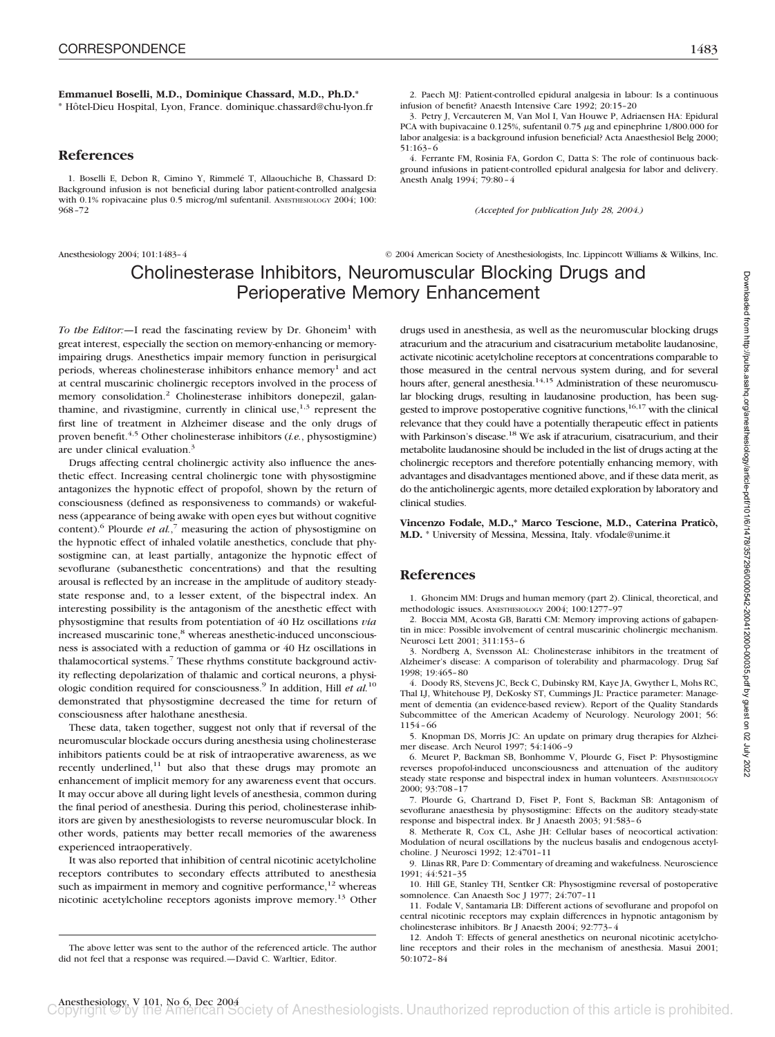**Emmanuel Boselli, M.D., Dominique Chassard, M.D., Ph.D.*** * Hôtel-Dieu Hospital, Lyon, France. dominique.chassard@chu-lyon.fr

## References

1. Boselli E, Debon R, Cimino Y, Rimmelé T, Allaouchiche B, Chassard D: Background infusion is not beneficial during labor patient-controlled analgesia with 0.1% ropivacaine plus 0.5 microg/ml sufentanil. ANESTHESIOLOGY 2004; 100: 968–72
2. Paech MJ: Patient-controlled epidural analgesia in labour: Is a continuous infusion of benefit? Anaesth Intensive Care 1992; 20:15–20
3. Petry J, Vercauteren M, Van Mol I, Van Houwe P, Adriaensen HA: Epidural PCA with bupivacaine 0.125%, sufentanil 0.75 $\mu$g and epinephrine 1/800.000 for labor analgesia: is a background infusion beneficial? Acta Anaesthesiol Belg 2000; 51:163–6
4. Ferrante FM, Rosinia FA, Gordon C, Datta S: The role of continuous background infusions in patient-controlled epidural analgesia for labor and delivery. Anesth Analg 1994; 79:80–4

*(Accepted for publication July 28, 2004.)*

# Cholinesterase Inhibitors, Neuromuscular Blocking Drugs and Perioperative Memory Enhancement

*To the Editor:—*I read the fascinating review by Dr. Ghoneim[1] with great interest, especially the section on memory-enhancing or memory-impairing drugs. Anesthetics impair memory function in perisurgical periods, whereas cholinesterase inhibitors enhance memory[1] and act at central muscarinic cholinergic receptors involved in the process of memory consolidation.[2] Cholinesterase inhibitors donepezil, galanthamine, and rivastigmine, currently in clinical use,[1,3] represent the first line of treatment in Alzheimer disease and the only drugs of proven benefit.[4,5] Other cholinesterase inhibitors (*i.e.*, physostigmine) are under clinical evaluation.[3]

Drugs affecting central cholinergic activity also influence the anesthetic effect. Increasing central cholinergic tone with physostigmine antagonizes the hypnotic effect of propofol, shown by the return of consciousness (defined as responsiveness to commands) or wakefulness (appearance of being awake with open eyes but without cognitive content).[6] Plourde *et al.*,[7] measuring the action of physostigmine on the hypnotic effect of inhaled volatile anesthetics, conclude that physostigmine can, at least partially, antagonize the hypnotic effect of sevoflurane (subanesthetic concentrations) and that the resulting arousal is reflected by an increase in the amplitude of auditory steady-state response and, to a lesser extent, of the bispectral index. An interesting possibility is the antagonism of the anesthetic effect with physostigmine that results from potentiation of 40 Hz oscillations *via* increased muscarinic tone,[8] whereas anesthetic-induced unconsciousness is associated with a reduction of gamma or 40 Hz oscillations in thalamocortical systems.[7] These rhythms constitute background activity reflecting depolarization of thalamic and cortical neurons, a physiologic condition required for consciousness.[9] In addition, Hill *et al.*[10] demonstrated that physostigmine decreased the time for return of consciousness after halothane anesthesia.

These data, taken together, suggest not only that if reversal of the neuromuscular blockade occurs during anesthesia using cholinesterase inhibitors patients could be at risk of intraoperative awareness, as we recently underlined,[11] but also that these drugs may promote an enhancement of implicit memory for any awareness event that occurs. It may occur above all during light levels of anesthesia, common during the final period of anesthesia. During this period, cholinesterase inhibitors are given by anesthesiologists to reverse neuromuscular block. In other words, patients may better recall memories of the awareness experienced intraoperatively.

It was also reported that inhibition of central nicotinic acetylcholine receptors contributes to secondary effects attributed to anesthesia such as impairment in memory and cognitive performance,[12] whereas nicotinic acetylcholine receptors agonists improve memory.[13] Other drugs used in anesthesia, as well as the neuromuscular blocking drugs atracurium and the atracurium and cisatracurium metabolite laudanosine, activate nicotinic acetylcholine receptors at concentrations comparable to those measured in the central nervous system during, and for several hours after, general anesthesia.[14,15] Administration of these neuromuscular blocking drugs, resulting in laudanosine production, has been suggested to improve postoperative cognitive functions,[16,17] with the clinical relevance that they could have a potentially therapeutic effect in patients with Parkinson's disease.[18] We ask if atracurium, cisatracurium, and their metabolite laudanosine should be included in the list of drugs acting at the cholinergic receptors and therefore potentially enhancing memory, with advantages and disadvantages mentioned above, and if these data merit, as do the anticholinergic agents, more detailed exploration by laboratory and clinical studies.

**Vincenzo Fodale, M.D.,* Marco Tescione, M.D., Caterina Praticò, M.D.** * University of Messina, Messina, Italy. vfodale@unime.it

The above letter was sent to the author of the referenced article. The author did not feel that a response was required.—David C. Warltier, Editor.

## References

1. Ghoneim MM: Drugs and human memory (part 2). Clinical, theoretical, and methodologic issues. ANESTHESIOLOGY 2004; 100:1277–97
2. Boccia MM, Acosta GB, Baratti CM: Memory improving actions of gabapentin in mice: Possible involvement of central muscarinic cholinergic mechanism. Neurosci Lett 2001; 311:153–6
3. Nordberg A, Svensson AL: Cholinesterase inhibitors in the treatment of Alzheimer's disease: A comparison of tolerability and pharmacology. Drug Saf 1998; 19:465–80
4. Doody RS, Stevens JC, Beck C, Dubinsky RM, Kaye JA, Gwyther L, Mohs RC, Thal LJ, Whitehouse PJ, DeKosky ST, Cummings JL: Practice parameter: Management of dementia (an evidence-based review). Report of the Quality Standards Subcommittee of the American Academy of Neurology. Neurology 2001; 56: 1154–66
5. Knopman DS, Morris JC: An update on primary drug therapies for Alzheimer disease. Arch Neurol 1997; 54:1406–9
6. Meuret P, Backman SB, Bonhomme V, Plourde G, Fiset P: Physostigmine reverses propofol-induced unconsciousness and attenuation of the auditory steady state response and bispectral index in human volunteers. ANESTHESIOLOGY 2000; 93:708–17
7. Plourde G, Chartrand D, Fiset P, Font S, Backman SB: Antagonism of sevoflurane anaesthesia by physostigmine: Effects on the auditory steady-state response and bispectral index. Br J Anaesth 2003; 91:583–6
8. Metherate R, Cox CL, Ashe JH: Cellular bases of neocortical activation: Modulation of neural oscillations by the nucleus basalis and endogenous acetylcholine. J Neurosci 1992; 12:4701–11
9. Llinas RR, Pare D: Commentary of dreaming and wakefulness. Neuroscience 1991; 44:521–35
10. Hill GE, Stanley TH, Sentker CR: Physostigmine reversal of postoperative somnolence. Can Anaesth Soc J 1977; 24:707–11
11. Fodale V, Santamaria LB: Different actions of sevoflurane and propofol on central nicotinic receptors may explain differences in hypnotic antagonism by cholinesterase inhibitors. Br J Anaesth 2004; 92:773–4
12. Andoh T: Effects of general anesthetics on neuronal nicotinic acetylcholine receptors and their roles in the mechanism of anesthesia. Masui 2001; 50:1072–84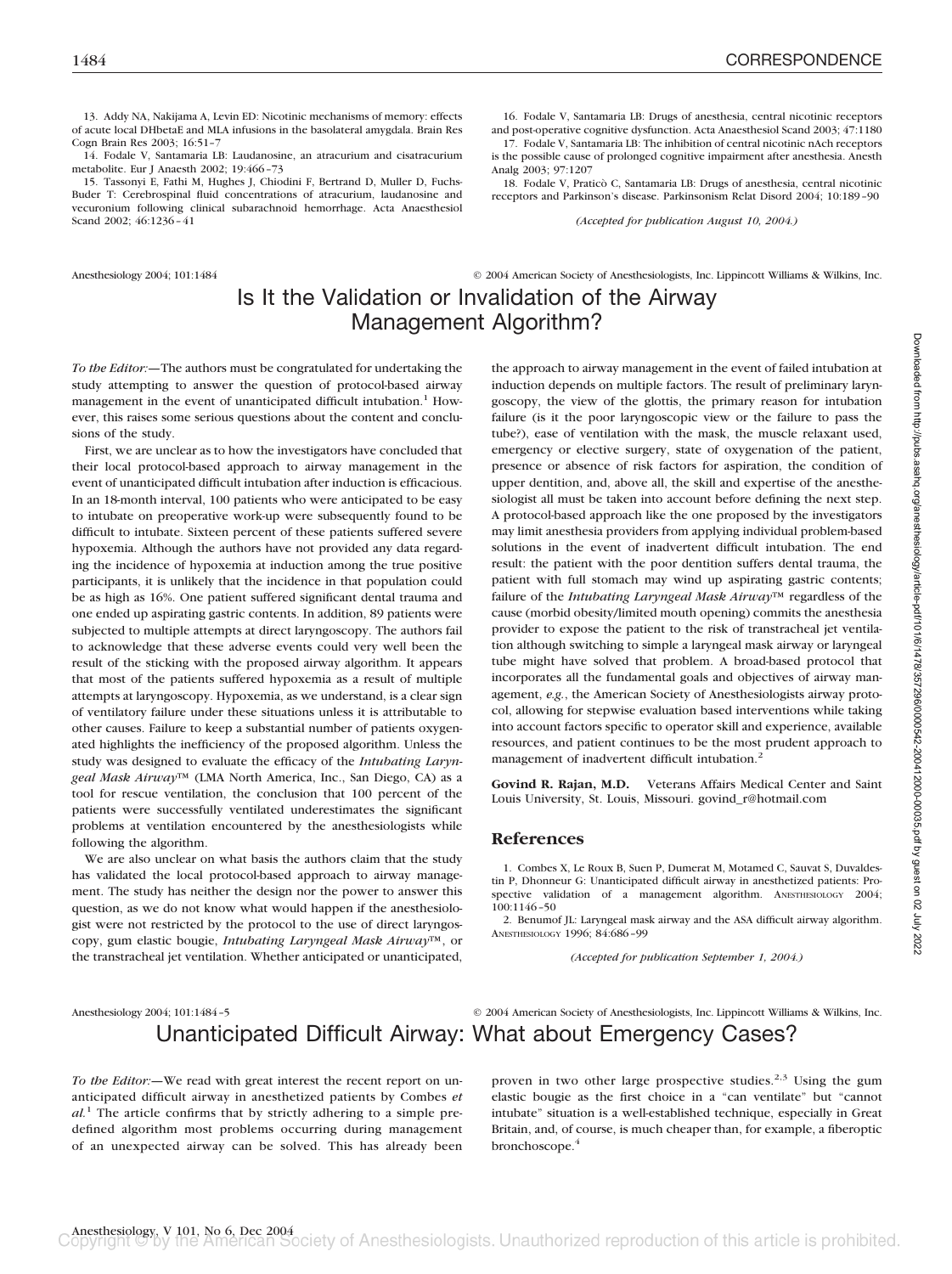13. Addy NA, Nakijama A, Levin ED: Nicotinic mechanisms of memory: effects of acute local DHbetaE and MLA infusions in the basolateral amygdala. Brain Res Cogn Brain Res 2003; 16:51–7

14. Fodale V, Santamaria LB: Laudanosine, an atracurium and cisatracurium metabolite. Eur J Anaesth 2002; 19:466–73

15. Tassonyi E, Fathi M, Hughes J, Chiodini F, Bertrand D, Muller D, Fuchs-Buder T: Cerebrospinal fluid concentrations of atracurium, laudanosine and vecuronium following clinical subarachnoid hemorrhage. Acta Anaesthesiol Scand 2002; 46:1236–41

16. Fodale V, Santamaria LB: Drugs of anesthesia, central nicotinic receptors and post-operative cognitive dysfunction. Acta Anaesthesiol Scand 2003; 47:1180

17. Fodale V, Santamaria LB: The inhibition of central nicotinic nAch receptors is the possible cause of prolonged cognitive impairment after anesthesia. Anesth Analg 2003; 97:1207

18. Fodale V, Praticò C, Santamaria LB: Drugs of anesthesia, central nicotinic receptors and Parkinson's disease. Parkinsonism Relat Disord 2004; 10:189–90

*(Accepted for publication August 10, 2004.)*

Anesthesiology 2004; 101:1484 © 2004 American Society of Anesthesiologists, Inc. Lippincott Williams & Wilkins, Inc.

# Is It the Validation or Invalidation of the Airway Management Algorithm?

*To the Editor:*—The authors must be congratulated for undertaking the study attempting to answer the question of protocol-based airway management in the event of unanticipated difficult intubation.[1] However, this raises some serious questions about the content and conclusions of the study.

First, we are unclear as to how the investigators have concluded that their local protocol-based approach to airway management in the event of unanticipated difficult intubation after induction is efficacious. In an 18-month interval, 100 patients who were anticipated to be easy to intubate on preoperative work-up were subsequently found to be difficult to intubate. Sixteen percent of these patients suffered severe hypoxemia. Although the authors have not provided any data regarding the incidence of hypoxemia at induction among the true positive participants, it is unlikely that the incidence in that population could be as high as 16%. One patient suffered significant dental trauma and one ended up aspirating gastric contents. In addition, 89 patients were subjected to multiple attempts at direct laryngoscopy. The authors fail to acknowledge that these adverse events could very well been the result of the sticking with the proposed airway algorithm. It appears that most of the patients suffered hypoxemia as a result of multiple attempts at laryngoscopy. Hypoxemia, as we understand, is a clear sign of ventilatory failure under these situations unless it is attributable to other causes. Failure to keep a substantial number of patients oxygenated highlights the inefficiency of the proposed algorithm. Unless the study was designed to evaluate the efficacy of the *Intubating Laryngeal Mask Airway*™ (LMA North America, Inc., San Diego, CA) as a tool for rescue ventilation, the conclusion that 100 percent of the patients were successfully ventilated underestimates the significant problems at ventilation encountered by the anesthesiologists while following the algorithm.

We are also unclear on what basis the authors claim that the study has validated the local protocol-based approach to airway management. The study has neither the design nor the power to answer this question, as we do not know what would happen if the anesthesiologist were not restricted by the protocol to the use of direct laryngoscopy, gum elastic bougie, *Intubating Laryngeal Mask Airway*™, or the transtracheal jet ventilation. Whether anticipated or unanticipated, the approach to airway management in the event of failed intubation at induction depends on multiple factors. The result of preliminary laryngoscopy, the view of the glottis, the primary reason for intubation failure (is it the poor laryngoscopic view or the failure to pass the tube?), ease of ventilation with the mask, the muscle relaxant used, emergency or elective surgery, state of oxygenation of the patient, presence or absence of risk factors for aspiration, the condition of upper dentition, and, above all, the skill and expertise of the anesthesiologist all must be taken into account before defining the next step. A protocol-based approach like the one proposed by the investigators may limit anesthesia providers from applying individual problem-based solutions in the event of inadvertent difficult intubation. The end result: the patient with the poor dentition suffers dental trauma, the patient with full stomach may wind up aspirating gastric contents; failure of the *Intubating Laryngeal Mask Airway*™ regardless of the cause (morbid obesity/limited mouth opening) commits the anesthesia provider to expose the patient to the risk of transtracheal jet ventilation although switching to simple a laryngeal mask airway or laryngeal tube might have solved that problem. A broad-based protocol that incorporates all the fundamental goals and objectives of airway management, *e.g.*, the American Society of Anesthesiologists airway protocol, allowing for stepwise evaluation based interventions while taking into account factors specific to operator skill and experience, available resources, and patient continues to be the most prudent approach to management of inadvertent difficult intubation.[2]

**Govind R. Rajan, M.D.** Veterans Affairs Medical Center and Saint Louis University, St. Louis, Missouri. govind_r@hotmail.com

## References

1. Combes X, Le Roux B, Suen P, Dumerat M, Motamed C, Sauvat S, Duvaldestin P, Dhonneur G: Unanticipated difficult airway in anesthetized patients: Prospective validation of a management algorithm. Anesthesiology 2004; 100:1146–50

2. Benumof JL: Laryngeal mask airway and the ASA difficult airway algorithm. Anesthesiology 1996; 84:686–99

*(Accepted for publication September 1, 2004.)*

Anesthesiology 2004; 101:1484–5 © 2004 American Society of Anesthesiologists, Inc. Lippincott Williams & Wilkins, Inc.

# Unanticipated Difficult Airway: What about Emergency Cases?

*To the Editor:*—We read with great interest the recent report on unanticipated difficult airway in anesthetized patients by Combes *et al.*[1] The article confirms that by strictly adhering to a simple predefined algorithm most problems occurring during management of an unexpected airway can be solved. This has already been proven in two other large prospective studies.[2,3] Using the gum elastic bougie as the first choice in a "can ventilate" but "cannot intubate" situation is a well-established technique, especially in Great Britain, and, of course, is much cheaper than, for example, a fiberoptic bronchoscope.[4]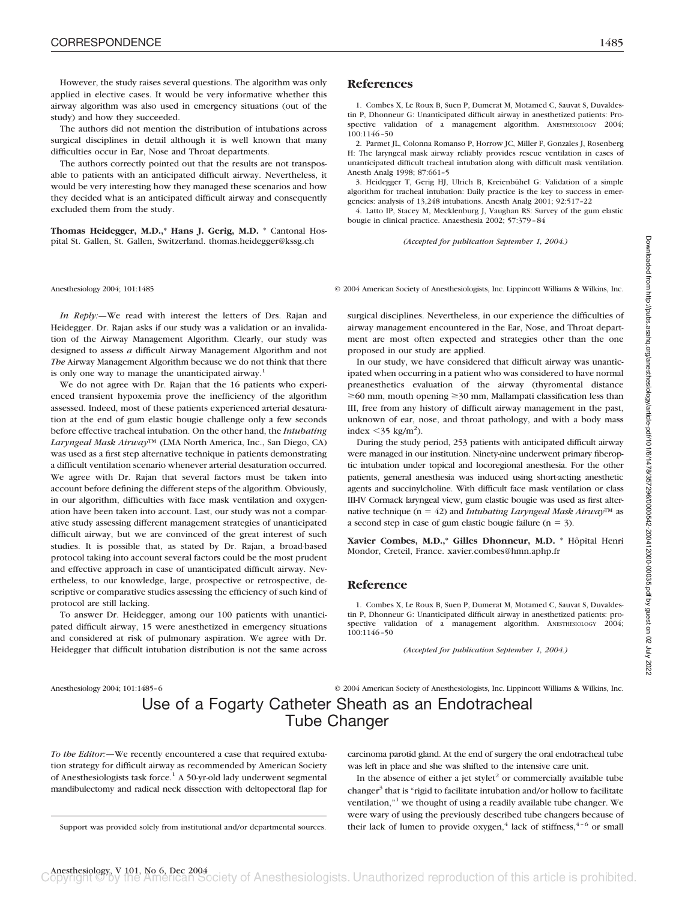However, the study raises several questions. The algorithm was only applied in elective cases. It would be very informative whether this airway algorithm was also used in emergency situations (out of the study) and how they succeeded.

The authors did not mention the distribution of intubations across surgical disciplines in detail although it is well known that many difficulties occur in Ear, Nose and Throat departments.

The authors correctly pointed out that the results are not transposable to patients with an anticipated difficult airway. Nevertheless, it would be very interesting how they managed these scenarios and how they decided what is an anticipated difficult airway and consequently excluded them from the study.

**Thomas Heidegger, M.D.,\* Hans J. Gerig, M.D.** \* Cantonal Hospital St. Gallen, St. Gallen, Switzerland. thomas.heidegger@kssg.ch

## References

1. Combes X, Le Roux B, Suen P, Dumerat M, Motamed C, Sauvat S, Duvaldestin P, Dhonneur G: Unanticipated difficult airway in anesthetized patients: Prospective validation of a management algorithm. ANESTHESIOLOGY 2004; 100:1146–50
2. Parmet JL, Colonna Romanso P, Horrow JC, Miller F, Gonzales J, Rosenberg H: The laryngeal mask airway reliably provides rescue ventilation in cases of unanticipated difficult tracheal intubation along with difficult mask ventilation. Anesth Analg 1998; 87:661–5
3. Heidegger T, Gerig HJ, Ulrich B, Kreienbühel G: Validation of a simple algorithm for tracheal intubation: Daily practice is the key to success in emergencies: analysis of 13,248 intubations. Anesth Analg 2001; 92:517–22
4. Latto IP, Stacey M, Mecklenburg J, Vaughan RS: Survey of the gum elastic bougie in clinical practice. Anaesthesia 2002; 57:379–84

*(Accepted for publication September 1, 2004.)*

*In Reply:*—We read with interest the letters of Drs. Rajan and Heidegger. Dr. Rajan asks if our study was a validation or an invalidation of the Airway Management Algorithm. Clearly, our study was designed to assess *a* difficult Airway Management Algorithm and not *The* Airway Management Algorithm because we do not think that there is only one way to manage the unanticipated airway.[1]

We do not agree with Dr. Rajan that the 16 patients who experienced transient hypoxemia prove the inefficiency of the algorithm assessed. Indeed, most of these patients experienced arterial desaturation at the end of gum elastic bougie challenge only a few seconds before effective tracheal intubation. On the other hand, the *Intubating Laryngeal Mask Airway*™ (LMA North America, Inc., San Diego, CA) was used as a first step alternative technique in patients demonstrating a difficult ventilation scenario whenever arterial desaturation occurred. We agree with Dr. Rajan that several factors must be taken into account before defining the different steps of the algorithm. Obviously, in our algorithm, difficulties with face mask ventilation and oxygenation have been taken into account. Last, our study was not a comparative study assessing different management strategies of unanticipated difficult airway, but we are convinced of the great interest of such studies. It is possible that, as stated by Dr. Rajan, a broad-based protocol taking into account several factors could be the most prudent and effective approach in case of unanticipated difficult airway. Nevertheless, to our knowledge, large, prospective or retrospective, descriptive or comparative studies assessing the efficiency of such kind of protocol are still lacking.

To answer Dr. Heidegger, among our 100 patients with unanticipated difficult airway, 15 were anesthetized in emergency situations and considered at risk of pulmonary aspiration. We agree with Dr. Heidegger that difficult intubation distribution is not the same across surgical disciplines. Nevertheless, in our experience the difficulties of airway management encountered in the Ear, Nose, and Throat department are most often expected and strategies other than the one proposed in our study are applied.

In our study, we have considered that difficult airway was unanticipated when occurring in a patient who was considered to have normal preanesthetics evaluation of the airway (thyromental distance $\geq$60 mm, mouth opening $\geq$30 mm, Mallampati classification less than III, free from any history of difficult airway management in the past, unknown of ear, nose, and throat pathology, and with a body mass index $<$35 kg/m$^2$).

During the study period, 253 patients with anticipated difficult airway were managed in our institution. Ninety-nine underwent primary fiberoptic intubation under topical and locoregional anesthesia. For the other patients, general anesthesia was induced using short-acting anesthetic agents and succinylcholine. With difficult face mask ventilation or class III-IV Cormack laryngeal view, gum elastic bougie was used as first alternative technique ($n = 42$) and *Intubating Laryngeal Mask Airway*™ as a second step in case of gum elastic bougie failure ($n = 3$).

**Xavier Combes, M.D.,\* Gilles Dhonneur, M.D.** \* Hôpital Henri Mondor, Creteil, France. xavier.combes@hmn.aphp.fr

## Reference

1. Combes X, Le Roux B, Suen P, Dumerat M, Motamed C, Sauvat S, Duvaldestin P, Dhonneur G: Unanticipated difficult airway in anesthetized patients: prospective validation of a management algorithm. ANESTHESIOLOGY 2004; 100:1146–50

*(Accepted for publication September 1, 2004.)*

# Use of a Fogarty Catheter Sheath as an Endotracheal Tube Changer

*To the Editor:*—We recently encountered a case that required extubation strategy for difficult airway as recommended by American Society of Anesthesiologists task force.[1] A 50-yr-old lady underwent segmental mandibulectomy and radical neck dissection with deltopectoral flap for carcinoma parotid gland. At the end of surgery the oral endotracheal tube was left in place and she was shifted to the intensive care unit.

In the absence of either a jet stylet[2] or commercially available tube changer[3] that is "rigid to facilitate intubation and/or hollow to facilitate ventilation,"[1] we thought of using a readily available tube changer. We were wary of using the previously described tube changers because of their lack of lumen to provide oxygen,[4] lack of stiffness,[4–6] or small

Support was provided solely from institutional and/or departmental sources.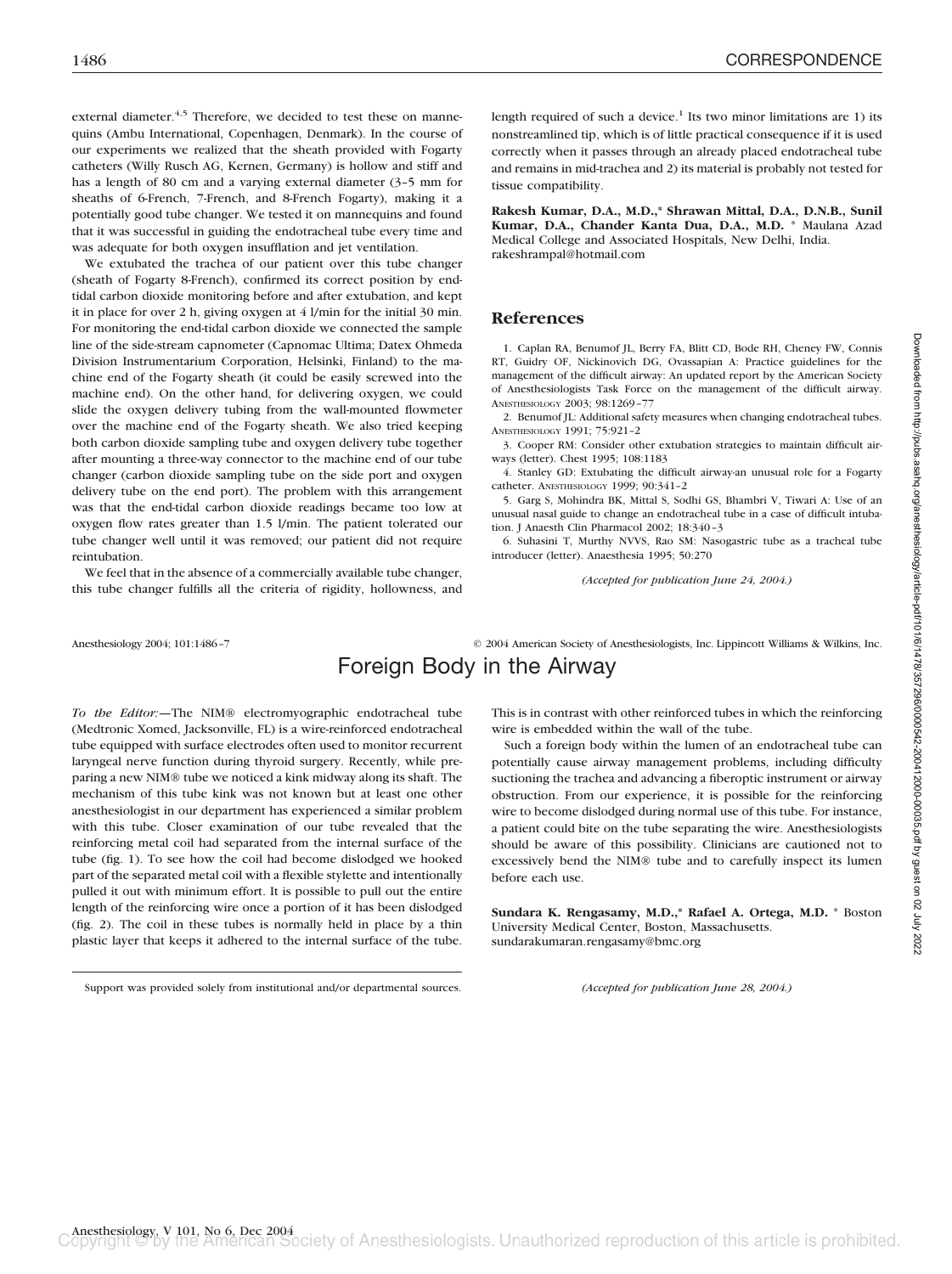external diameter.[4,5] Therefore, we decided to test these on mannequins (Ambu International, Copenhagen, Denmark). In the course of our experiments we realized that the sheath provided with Fogarty catheters (Willy Rusch AG, Kernen, Germany) is hollow and stiff and has a length of 80 cm and a varying external diameter (3–5 mm for sheaths of 6-French, 7-French, and 8-French Fogarty), making it a potentially good tube changer. We tested it on mannequins and found that it was successful in guiding the endotracheal tube every time and was adequate for both oxygen insufflation and jet ventilation.

We extubated the trachea of our patient over this tube changer (sheath of Fogarty 8-French), confirmed its correct position by end-tidal carbon dioxide monitoring before and after extubation, and kept it in place for over 2 h, giving oxygen at 4 l/min for the initial 30 min. For monitoring the end-tidal carbon dioxide we connected the sample line of the side-stream capnometer (Capnomac Ultima; Datex Ohmeda Division Instrumentarium Corporation, Helsinki, Finland) to the machine end of the Fogarty sheath (it could be easily screwed into the machine end). On the other hand, for delivering oxygen, we could slide the oxygen delivery tubing from the wall-mounted flowmeter over the machine end of the Fogarty sheath. We also tried keeping both carbon dioxide sampling tube and oxygen delivery tube together after mounting a three-way connector to the machine end of our tube changer (carbon dioxide sampling tube on the side port and oxygen delivery tube on the end port). The problem with this arrangement was that the end-tidal carbon dioxide readings became too low at oxygen flow rates greater than 1.5 l/min. The patient tolerated our tube changer well until it was removed; our patient did not require reintubation.

We feel that in the absence of a commercially available tube changer, this tube changer fulfills all the criteria of rigidity, hollowness, and length required of such a device.[1] Its two minor limitations are 1) its nonstreamlined tip, which is of little practical consequence if it is used correctly when it passes through an already placed endotracheal tube and remains in mid-trachea and 2) its material is probably not tested for tissue compatibility.

**Rakesh Kumar, D.A., M.D.,\* Shrawan Mittal, D.A., D.N.B., Sunil Kumar, D.A., Chander Kanta Dua, D.A., M.D.** \* Maulana Azad Medical College and Associated Hospitals, New Delhi, India. rakeshrampal@hotmail.com

## References

1. Caplan RA, Benumof JL, Berry FA, Blitt CD, Bode RH, Cheney FW, Connis RT, Guidry OF, Nickinovich DG, Ovassapian A: Practice guidelines for the management of the difficult airway: An updated report by the American Society of Anesthesiologists Task Force on the management of the difficult airway. ANESTHESIOLOGY 2003; 98:1269–77
2. Benumof JL: Additional safety measures when changing endotracheal tubes. ANESTHESIOLOGY 1991; 75:921–2
3. Cooper RM: Consider other extubation strategies to maintain difficult airways (letter). Chest 1995; 108:1183
4. Stanley GD: Extubating the difficult airway-an unusual role for a Fogarty catheter. ANESTHESIOLOGY 1999; 90:341–2
5. Garg S, Mohindra BK, Mittal S, Sodhi GS, Bhambri V, Tiwari A: Use of an unusual nasal guide to change an endotracheal tube in a case of difficult intubation. J Anaesth Clin Pharmacol 2002; 18:340–3
6. Suhasini T, Murthy NVVS, Rao SM: Nasogastric tube as a tracheal tube introducer (letter). Anaesthesia 1995; 50:270

*(Accepted for publication June 24, 2004.)*

Anesthesiology 2004; 101:1486–7 © 2004 American Society of Anesthesiologists, Inc. Lippincott Williams & Wilkins, Inc.

# Foreign Body in the Airway

*To the Editor:*—The NIM® electromyographic endotracheal tube (Medtronic Xomed, Jacksonville, FL) is a wire-reinforced endotracheal tube equipped with surface electrodes often used to monitor recurrent laryngeal nerve function during thyroid surgery. Recently, while preparing a new NIM® tube we noticed a kink midway along its shaft. The mechanism of this tube kink was not known but at least one other anesthesiologist in our department has experienced a similar problem with this tube. Closer examination of our tube revealed that the reinforcing metal coil had separated from the internal surface of the tube (fig. 1). To see how the coil had become dislodged we hooked part of the separated metal coil with a flexible stylette and intentionally pulled it out with minimum effort. It is possible to pull out the entire length of the reinforcing wire once a portion of it has been dislodged (fig. 2). The coil in these tubes is normally held in place by a thin plastic layer that keeps it adhered to the internal surface of the tube. This is in contrast with other reinforced tubes in which the reinforcing wire is embedded within the wall of the tube.

Such a foreign body within the lumen of an endotracheal tube can potentially cause airway management problems, including difficulty suctioning the trachea and advancing a fiberoptic instrument or airway obstruction. From our experience, it is possible for the reinforcing wire to become dislodged during normal use of this tube. For instance, a patient could bite on the tube separating the wire. Anesthesiologists should be aware of this possibility. Clinicians are cautioned not to excessively bend the NIM® tube and to carefully inspect its lumen before each use.

**Sundara K. Rengasamy, M.D.,\* Rafael A. Ortega, M.D.** \* Boston University Medical Center, Boston, Massachusetts. sundarakumaran.rengasamy@bmc.org

Support was provided solely from institutional and/or departmental sources.

*(Accepted for publication June 28, 2004.)*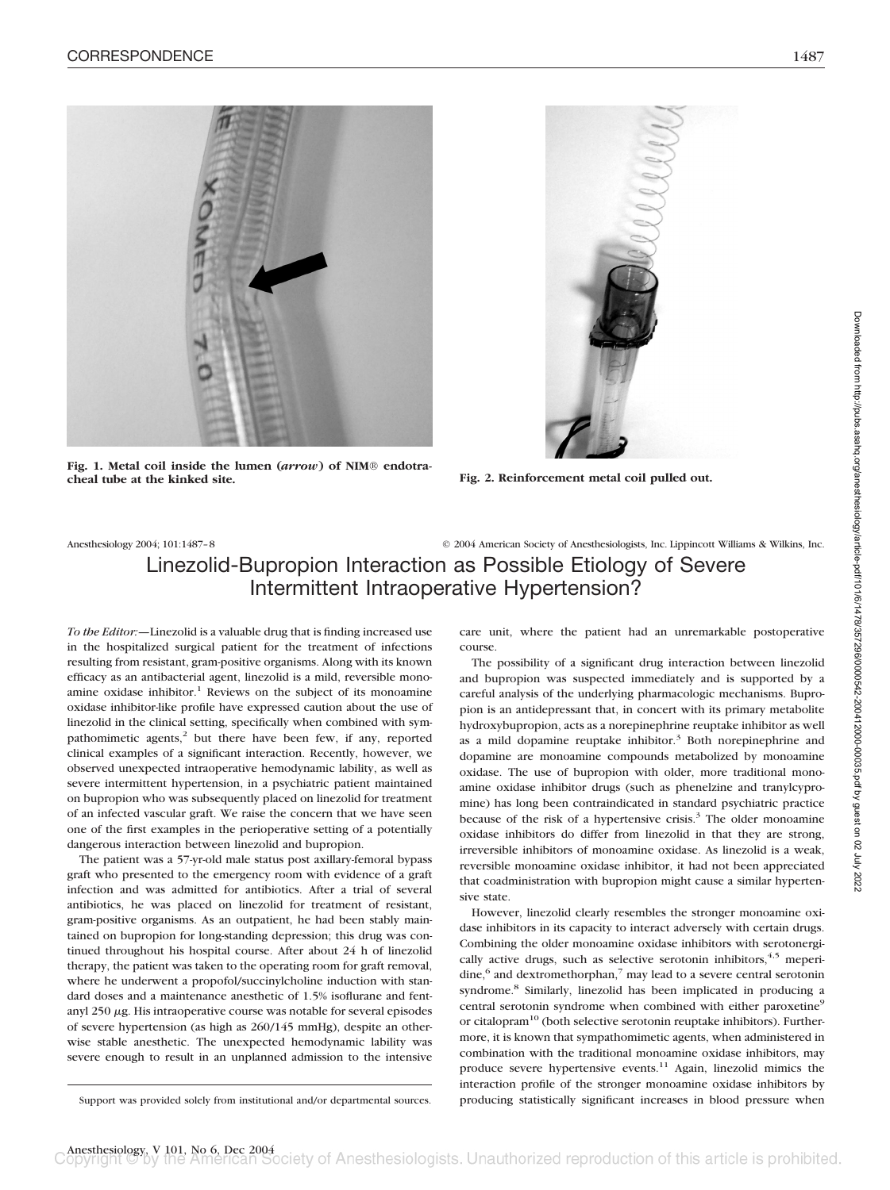Fig. 1. Metal coil inside the lumen (*arrow*) of NIM® endotracheal tube at the kinked site.

Fig. 2. Reinforcement metal coil pulled out.

Anesthesiology 2004; 101:1487–8 © 2004 American Society of Anesthesiologists, Inc. Lippincott Williams & Wilkins, Inc.

# Linezolid-Bupropion Interaction as Possible Etiology of Severe Intermittent Intraoperative Hypertension?

*To the Editor:*—Linezolid is a valuable drug that is finding increased use in the hospitalized surgical patient for the treatment of infections resulting from resistant, gram-positive organisms. Along with its known efficacy as an antibacterial agent, linezolid is a mild, reversible monoamine oxidase inhibitor.[1] Reviews on the subject of its monoamine oxidase inhibitor-like profile have expressed caution about the use of linezolid in the clinical setting, specifically when combined with sympathomimetic agents,[2] but there have been few, if any, reported clinical examples of a significant interaction. Recently, however, we observed unexpected intraoperative hemodynamic lability, as well as severe intermittent hypertension, in a psychiatric patient maintained on bupropion who was subsequently placed on linezolid for treatment of an infected vascular graft. We raise the concern that we have seen one of the first examples in the perioperative setting of a potentially dangerous interaction between linezolid and bupropion.

The patient was a 57-yr-old male status post axillary-femoral bypass graft who presented to the emergency room with evidence of a graft infection and was admitted for antibiotics. After a trial of several antibiotics, he was placed on linezolid for treatment of resistant, gram-positive organisms. As an outpatient, he had been stably maintained on bupropion for long-standing depression; this drug was continued throughout his hospital course. After about 24 h of linezolid therapy, the patient was taken to the operating room for graft removal, where he underwent a propofol/succinylcholine induction with standard doses and a maintenance anesthetic of 1.5% isoflurane and fentanyl 250 μg. His intraoperative course was notable for several episodes of severe hypertension (as high as 260/145 mmHg), despite an otherwise stable anesthetic. The unexpected hemodynamic lability was severe enough to result in an unplanned admission to the intensive care unit, where the patient had an unremarkable postoperative course.

The possibility of a significant drug interaction between linezolid and bupropion was suspected immediately and is supported by a careful analysis of the underlying pharmacologic mechanisms. Bupropion is an antidepressant that, in concert with its primary metabolite hydroxybupropion, acts as a norepinephrine reuptake inhibitor as well as a mild dopamine reuptake inhibitor.[3] Both norepinephrine and dopamine are monoamine compounds metabolized by monoamine oxidase. The use of bupropion with older, more traditional monoamine oxidase inhibitor drugs (such as phenelzine and tranylcypromine) has long been contraindicated in standard psychiatric practice because of the risk of a hypertensive crisis.[3] The older monoamine oxidase inhibitors do differ from linezolid in that they are strong, irreversible inhibitors of monoamine oxidase. As linezolid is a weak, reversible monoamine oxidase inhibitor, it had not been appreciated that coadministration with bupropion might cause a similar hypertensive state.

However, linezolid clearly resembles the stronger monoamine oxidase inhibitors in its capacity to interact adversely with certain drugs. Combining the older monoamine oxidase inhibitors with serotonergically active drugs, such as selective serotonin inhibitors,[4,5] meperidine,[6] and dextromethorphan,[7] may lead to a severe central serotonin syndrome.[8] Similarly, linezolid has been implicated in producing a central serotonin syndrome when combined with either paroxetine[9] or citalopram[10] (both selective serotonin reuptake inhibitors). Furthermore, it is known that sympathomimetic agents, when administered in combination with the traditional monoamine oxidase inhibitors, may produce severe hypertensive events.[11] Again, linezolid mimics the interaction profile of the stronger monoamine oxidase inhibitors by producing statistically significant increases in blood pressure when

Support was provided solely from institutional and/or departmental sources.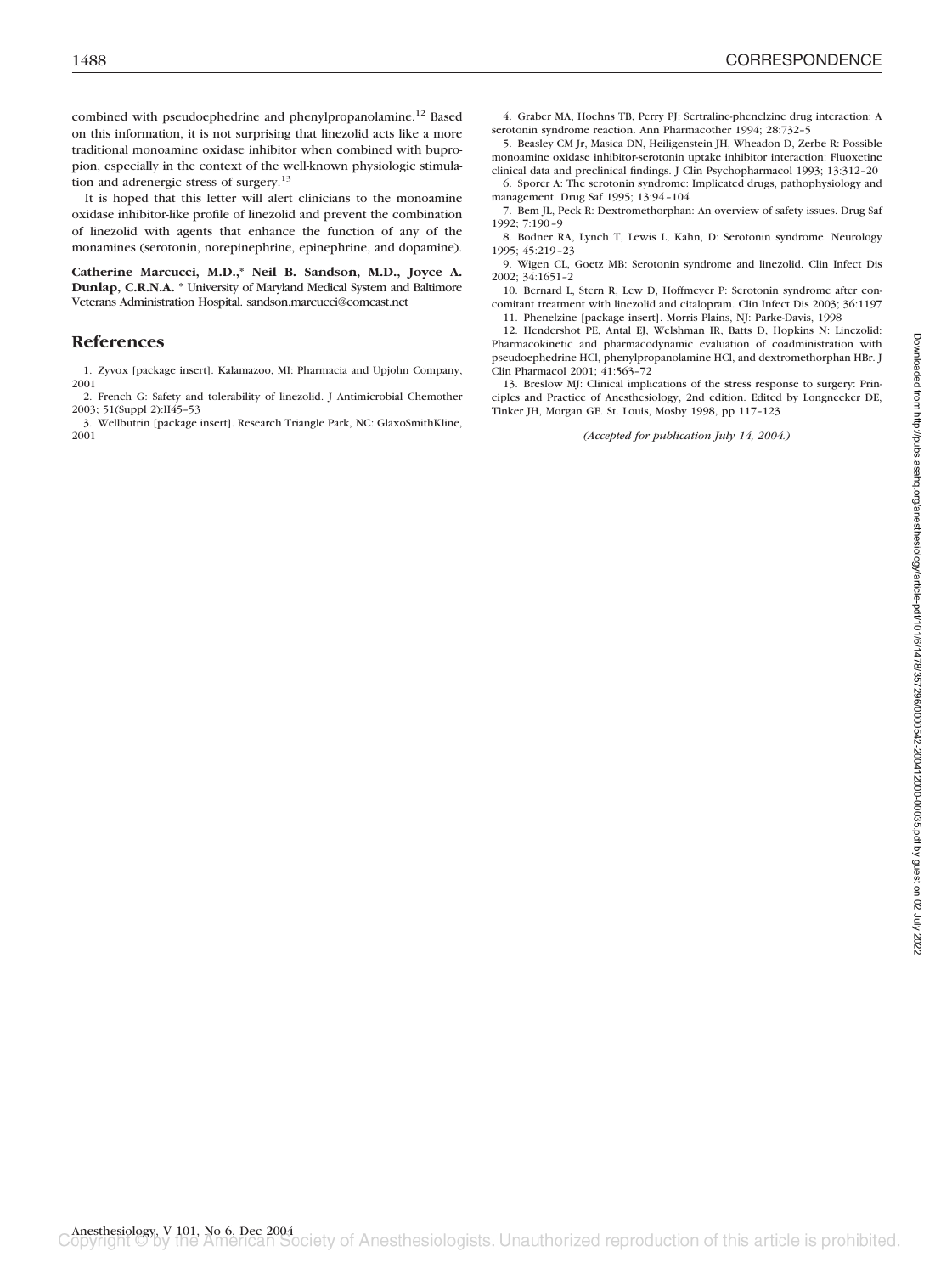combined with pseudoephedrine and phenylpropanolamine.[12] Based on this information, it is not surprising that linezolid acts like a more traditional monoamine oxidase inhibitor when combined with bupropion, especially in the context of the well-known physiologic stimulation and adrenergic stress of surgery.[13]

It is hoped that this letter will alert clinicians to the monoamine oxidase inhibitor-like profile of linezolid and prevent the combination of linezolid with agents that enhance the function of any of the monamines (serotonin, norepinephrine, epinephrine, and dopamine).

**Catherine Marcucci, M.D.,\* Neil B. Sandson, M.D., Joyce A. Dunlap, C.R.N.A.** \* University of Maryland Medical System and Baltimore Veterans Administration Hospital. sandson.marcucci@comcast.net

## References

1. Zyvox [package insert]. Kalamazoo, MI: Pharmacia and Upjohn Company, 2001
2. French G: Safety and tolerability of linezolid. J Antimicrobial Chemother 2003; 51(Suppl 2):II45–53
3. Wellbutrin [package insert]. Research Triangle Park, NC: GlaxoSmithKline, 2001
4. Graber MA, Hoehns TB, Perry PJ: Sertraline-phenelzine drug interaction: A serotonin syndrome reaction. Ann Pharmacother 1994; 28:732–5
5. Beasley CM Jr, Masica DN, Heiligenstein JH, Wheadon D, Zerbe R: Possible monoamine oxidase inhibitor-serotonin uptake inhibitor interaction: Fluoxetine clinical data and preclinical findings. J Clin Psychopharmacol 1993; 13:312–20
6. Sporer A: The serotonin syndrome: Implicated drugs, pathophysiology and management. Drug Saf 1995; 13:94–104
7. Bem JL, Peck R: Dextromethorphan: An overview of safety issues. Drug Saf 1992; 7:190–9
8. Bodner RA, Lynch T, Lewis L, Kahn, D: Serotonin syndrome. Neurology 1995; 45:219–23
9. Wigen CL, Goetz MB: Serotonin syndrome and linezolid. Clin Infect Dis 2002; 34:1651–2
10. Bernard L, Stern R, Lew D, Hoffmeyer P: Serotonin syndrome after concomitant treatment with linezolid and citalopram. Clin Infect Dis 2003; 36:1197
11. Phenelzine [package insert]. Morris Plains, NJ: Parke-Davis, 1998
12. Hendershot PE, Antal EJ, Welshman IR, Batts D, Hopkins N: Linezolid: Pharmacokinetic and pharmacodynamic evaluation of coadministration with pseudoephedrine HCl, phenylpropanolamine HCl, and dextromethorphan HBr. J Clin Pharmacol 2001; 41:563–72
13. Breslow MJ: Clinical implications of the stress response to surgery: Principles and Practice of Anesthesiology, 2nd edition. Edited by Longnecker DE, Tinker JH, Morgan GE. St. Louis, Mosby 1998, pp 117–123

*(Accepted for publication July 14, 2004.)*